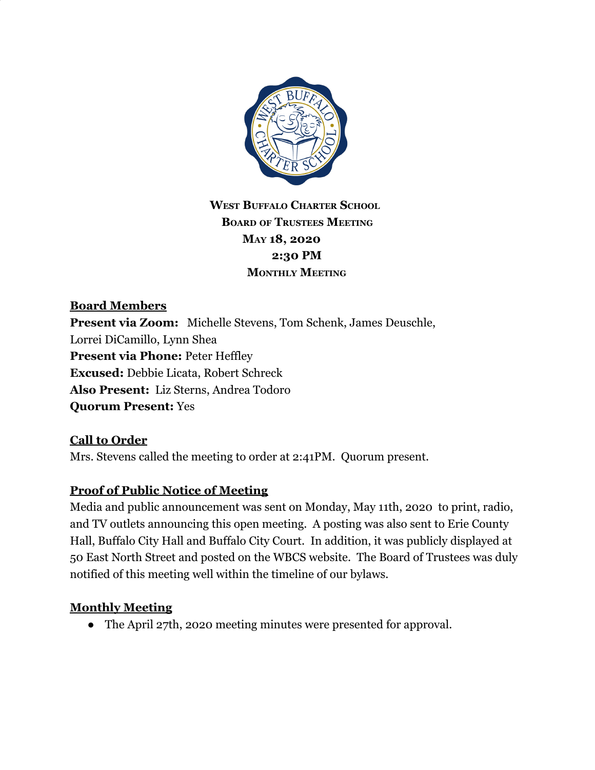**West Buffalo Charter School**
**Board of Trustees Meeting**
**May 18, 2020**
**2:30 PM**
**Monthly Meeting**

## Board Members

**Present via Zoom:** Michelle Stevens, Tom Schenk, James Deuschle, Lorrei DiCamillo, Lynn Shea
**Present via Phone:** Peter Heffley
**Excused:** Debbie Licata, Robert Schreck
**Also Present:** Liz Sterns, Andrea Todoro
**Quorum Present:** Yes

## Call to Order

Mrs. Stevens called the meeting to order at 2:41PM. Quorum present.

## Proof of Public Notice of Meeting

Media and public announcement was sent on Monday, May 11th, 2020 to print, radio, and TV outlets announcing this open meeting. A posting was also sent to Erie County Hall, Buffalo City Hall and Buffalo City Court. In addition, it was publicly displayed at 50 East North Street and posted on the WBCS website. The Board of Trustees was duly notified of this meeting well within the timeline of our bylaws.

## Monthly Meeting

- The April 27th, 2020 meeting minutes were presented for approval.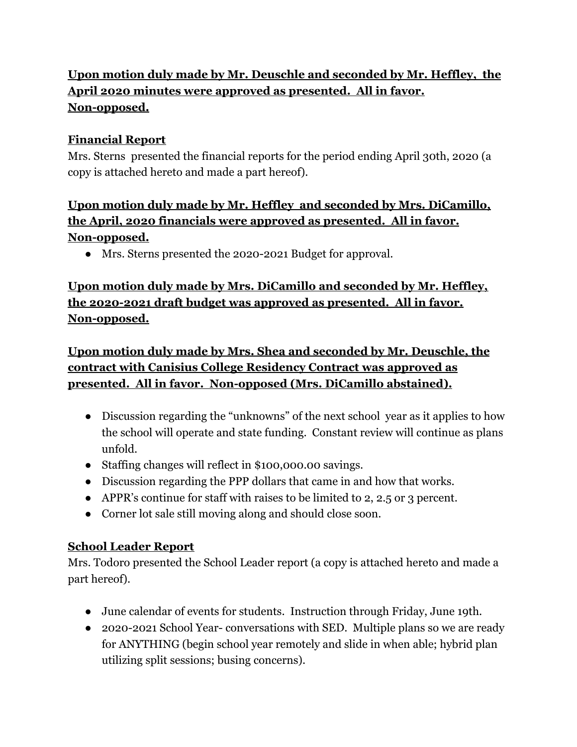**Upon motion duly made by Mr. Deuschle and seconded by Mr. Heffley, the April 2020 minutes were approved as presented. All in favor. Non-opposed.**

## Financial Report

Mrs. Sterns presented the financial reports for the period ending April 30th, 2020 (a copy is attached hereto and made a part hereof).

**Upon motion duly made by Mr. Heffley and seconded by Mrs. DiCamillo, the April, 2020 financials were approved as presented. All in favor. Non-opposed.**

- Mrs. Sterns presented the 2020-2021 Budget for approval.

**Upon motion duly made by Mrs. DiCamillo and seconded by Mr. Heffley, the 2020-2021 draft budget was approved as presented. All in favor. Non-opposed.**

**Upon motion duly made by Mrs. Shea and seconded by Mr. Deuschle, the contract with Canisius College Residency Contract was approved as presented. All in favor. Non-opposed (Mrs. DiCamillo abstained).**

- Discussion regarding the "unknowns" of the next school year as it applies to how the school will operate and state funding. Constant review will continue as plans unfold.
- Staffing changes will reflect in $100,000.00 savings.
- Discussion regarding the PPP dollars that came in and how that works.
- APPR's continue for staff with raises to be limited to 2, 2.5 or 3 percent.
- Corner lot sale still moving along and should close soon.

## School Leader Report

Mrs. Todoro presented the School Leader report (a copy is attached hereto and made a part hereof).

- June calendar of events for students. Instruction through Friday, June 19th.
- 2020-2021 School Year- conversations with SED. Multiple plans so we are ready for ANYTHING (begin school year remotely and slide in when able; hybrid plan utilizing split sessions; busing concerns).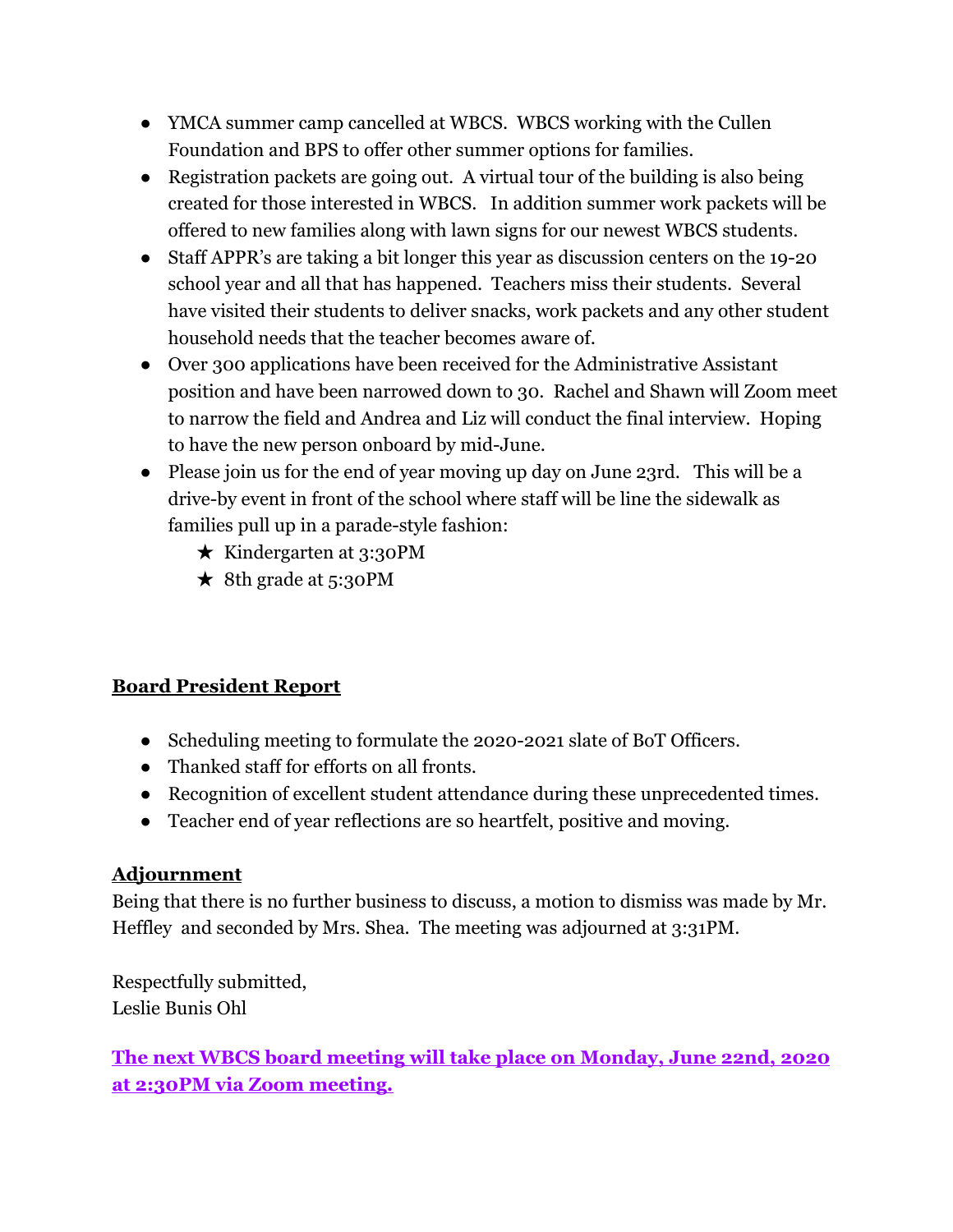- YMCA summer camp cancelled at WBCS. WBCS working with the Cullen Foundation and BPS to offer other summer options for families.
- Registration packets are going out. A virtual tour of the building is also being created for those interested in WBCS. In addition summer work packets will be offered to new families along with lawn signs for our newest WBCS students.
- Staff APPR's are taking a bit longer this year as discussion centers on the 19-20 school year and all that has happened. Teachers miss their students. Several have visited their students to deliver snacks, work packets and any other student household needs that the teacher becomes aware of.
- Over 300 applications have been received for the Administrative Assistant position and have been narrowed down to 30. Rachel and Shawn will Zoom meet to narrow the field and Andrea and Liz will conduct the final interview. Hoping to have the new person onboard by mid-June.
- Please join us for the end of year moving up day on June 23rd. This will be a drive-by event in front of the school where staff will be line the sidewalk as families pull up in a parade-style fashion:
  - ★ Kindergarten at 3:30PM
  - ★ 8th grade at 5:30PM

## Board President Report

- Scheduling meeting to formulate the 2020-2021 slate of BoT Officers.
- Thanked staff for efforts on all fronts.
- Recognition of excellent student attendance during these unprecedented times.
- Teacher end of year reflections are so heartfelt, positive and moving.

## Adjournment

Being that there is no further business to discuss, a motion to dismiss was made by Mr. Heffley and seconded by Mrs. Shea. The meeting was adjourned at 3:31PM.

Respectfully submitted,
Leslie Bunis Ohl

**The next WBCS board meeting will take place on Monday, June 22nd, 2020 at 2:30PM via Zoom meeting.**